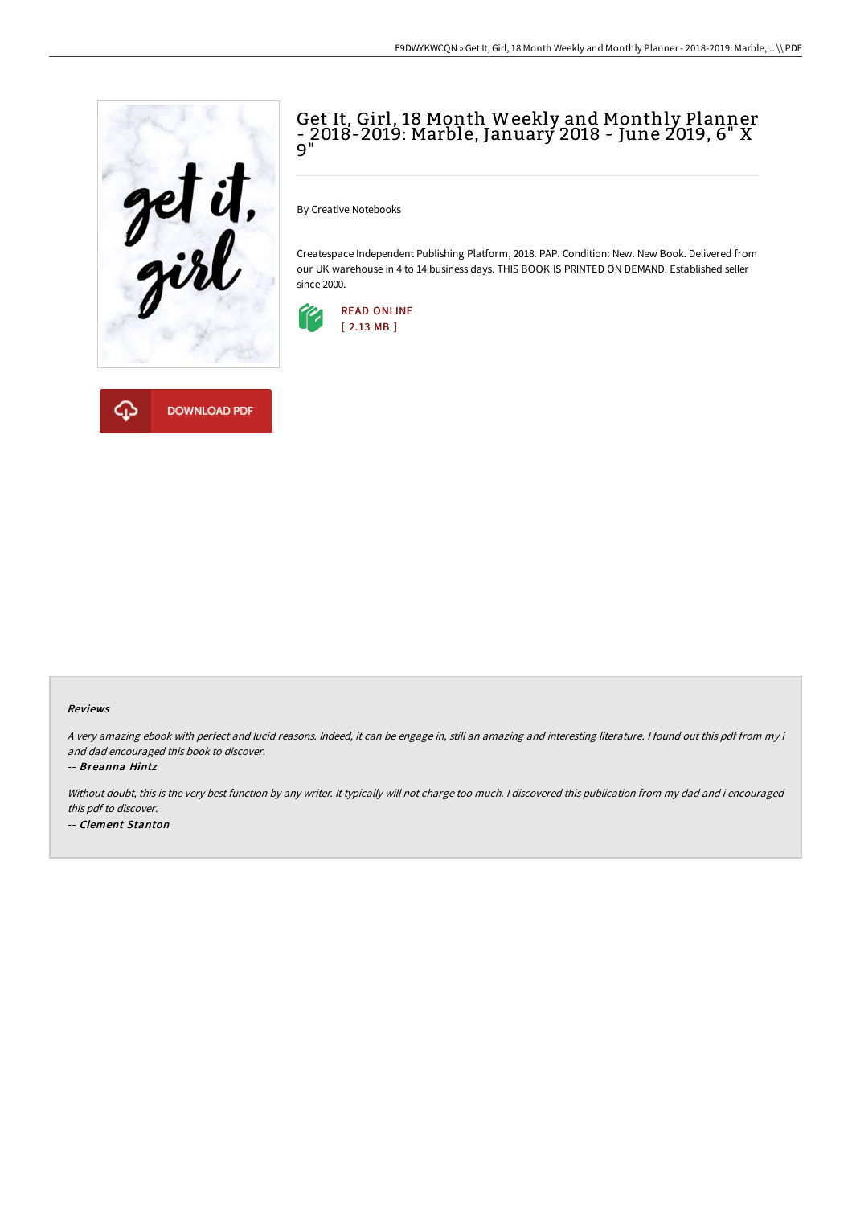# Get It, Girl, 18 Month Weekly and Monthly Planner - 2018-2019: Marble, January 2018 - June 2019, 6" X 9"

By Creative Notebooks

Createspace Independent Publishing Platform, 2018. PAP. Condition: New. New Book. Delivered from our UK warehouse in 4 to 14 business days. THIS BOOK IS PRINTED ON DEMAND. Established seller since 2000.

READ ONLINE
[ 2.13 MB ]

DOWNLOAD PDF

### Reviews

*A very amazing ebook with perfect and lucid reasons. Indeed, it can be engage in, still an amazing and interesting literature. I found out this pdf from my i and dad encouraged this book to discover.*

-- ***Breanna Hintz***

*Without doubt, this is the very best function by any writer. It typically will not charge too much. I discovered this publication from my dad and i encouraged this pdf to discover.*

-- ***Clement Stanton***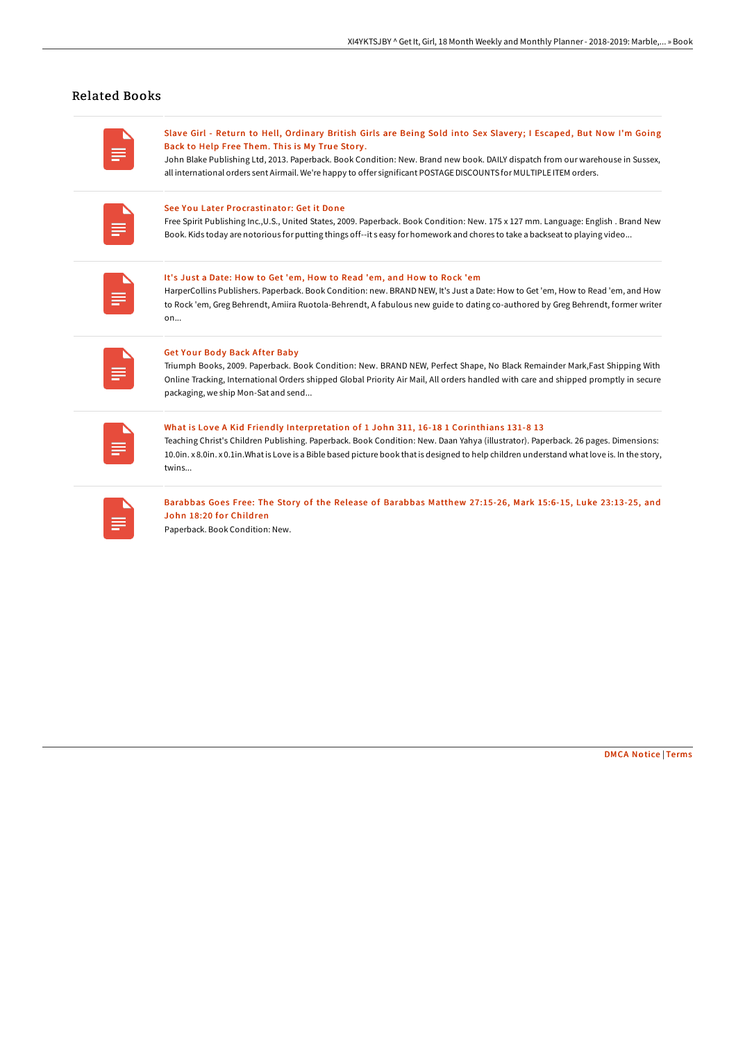## Related Books

**Slave Girl - Return to Hell, Ordinary British Girls are Being Sold into Sex Slavery; I Escaped, But Now I'm Going Back to Help Free Them. This is My True Story.**

John Blake Publishing Ltd, 2013. Paperback. Book Condition: New. Brand new book. DAILY dispatch from our warehouse in Sussex, all international orders sent Airmail. We're happy to offer significant POSTAGE DISCOUNTS for MULTIPLE ITEM orders.

**See You Later Procrastinator: Get it Done**

Free Spirit Publishing Inc.,U.S., United States, 2009. Paperback. Book Condition: New. 175 x 127 mm. Language: English . Brand New Book. Kids today are notorious for putting things off--it s easy for homework and chores to take a backseat to playing video...

**It's Just a Date: How to Get 'em, How to Read 'em, and How to Rock 'em**

HarperCollins Publishers. Paperback. Book Condition: new. BRAND NEW, It's Just a Date: How to Get 'em, How to Read 'em, and How to Rock 'em, Greg Behrendt, Amiira Ruotola-Behrendt, A fabulous new guide to dating co-authored by Greg Behrendt, former writer on...

**Get Your Body Back After Baby**

Triumph Books, 2009. Paperback. Book Condition: New. BRAND NEW, Perfect Shape, No Black Remainder Mark,Fast Shipping With Online Tracking, International Orders shipped Global Priority Air Mail, All orders handled with care and shipped promptly in secure packaging, we ship Mon-Sat and send...

**What is Love A Kid Friendly Interpretation of 1 John 311, 16-18 1 Corinthians 131-8 13**

Teaching Christ's Children Publishing. Paperback. Book Condition: New. Daan Yahya (illustrator). Paperback. 26 pages. Dimensions: 10.0in. x 8.0in. x 0.1in.What is Love is a Bible based picture book that is designed to help children understand what love is. In the story, twins...

**Barabbas Goes Free: The Story of the Release of Barabbas Matthew 27:15-26, Mark 15:6-15, Luke 23:13-25, and John 18:20 for Children**

Paperback. Book Condition: New.